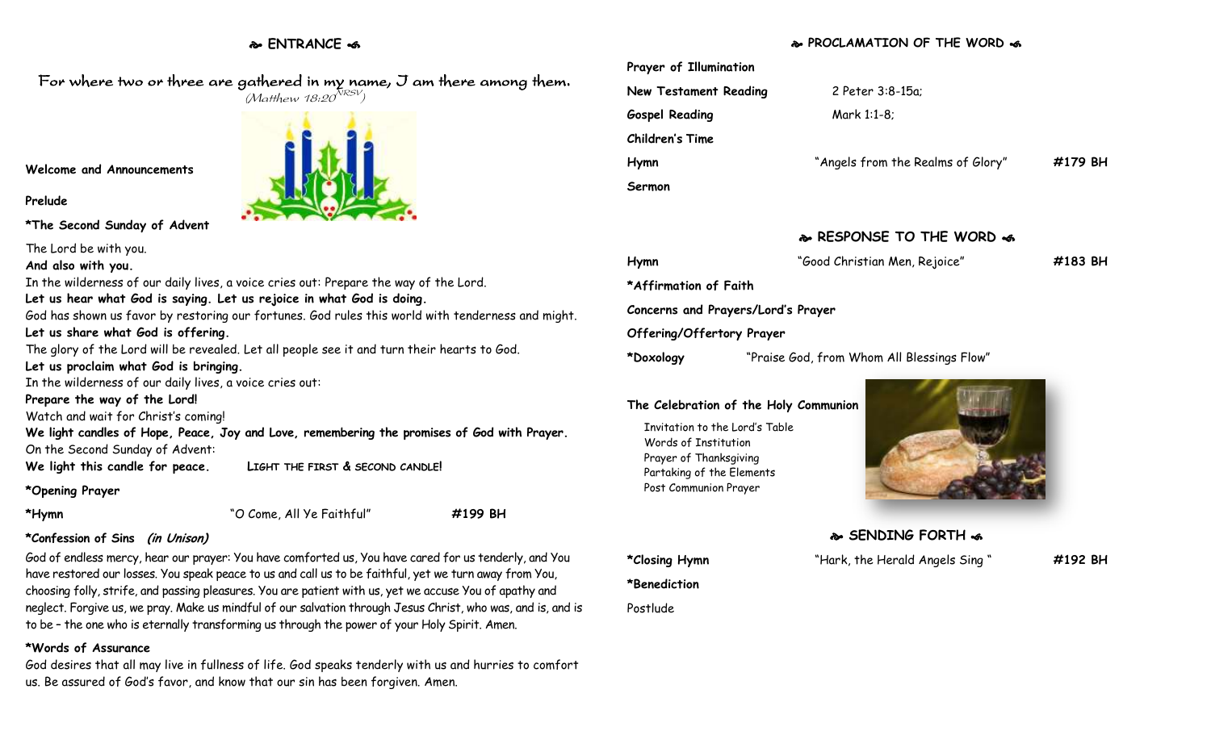## ENTRANCE

For where two or three are gathered in my name, I am there among them.
*(Matthew 18:20 NRSV)*

**Welcome and Announcements**

**Prelude**

**\*The Second Sunday of Advent**

The Lord be with you.
**And also with you.**
In the wilderness of our daily lives, a voice cries out: Prepare the way of the Lord.
**Let us hear what God is saying. Let us rejoice in what God is doing.**
God has shown us favor by restoring our fortunes. God rules this world with tenderness and might.
**Let us share what God is offering.**
The glory of the Lord will be revealed. Let all people see it and turn their hearts to God.
**Let us proclaim what God is bringing.**
In the wilderness of our daily lives, a voice cries out:
**Prepare the way of the Lord!**
Watch and wait for Christ's coming!
**We light candles of Hope, Peace, Joy and Love, remembering the promises of God with Prayer.**
On the Second Sunday of Advent:
**We light this candle for peace.** LIGHT THE FIRST & SECOND CANDLE!

**\*Opening Prayer**

**\*Hymn** "O Come, All Ye Faithful" **#199 BH**

**\*Confession of Sins** ***(in Unison)***

God of endless mercy, hear our prayer: You have comforted us, You have cared for us tenderly, and You have restored our losses. You speak peace to us and call us to be faithful, yet we turn away from You, choosing folly, strife, and passing pleasures. You are patient with us, yet we accuse You of apathy and neglect. Forgive us, we pray. Make us mindful of our salvation through Jesus Christ, who was, and is, and is to be – the one who is eternally transforming us through the power of your Holy Spirit. Amen.

**\*Words of Assurance**

God desires that all may live in fullness of life. God speaks tenderly with us and hurries to comfort us. Be assured of God's favor, and know that our sin has been forgiven. Amen.

## PROCLAMATION OF THE WORD

**Prayer of Illumination**

**New Testament Reading** 2 Peter 3:8-15a;

**Gospel Reading** Mark 1:1-8;

**Children's Time**

**Hymn** "Angels from the Realms of Glory" **#179 BH**

**Sermon**

## RESPONSE TO THE WORD

**Hymn** "Good Christian Men, Rejoice" **#183 BH**

**\*Affirmation of Faith**

**Concerns and Prayers/Lord's Prayer**

**Offering/Offertory Prayer**

**\*Doxology** "Praise God, from Whom All Blessings Flow"

**The Celebration of the Holy Communion**

Invitation to the Lord's Table
Words of Institution
Prayer of Thanksgiving
Partaking of the Elements
Post Communion Prayer

## SENDING FORTH

**\*Closing Hymn** "Hark, the Herald Angels Sing" **#192 BH**

**\*Benediction**

Postlude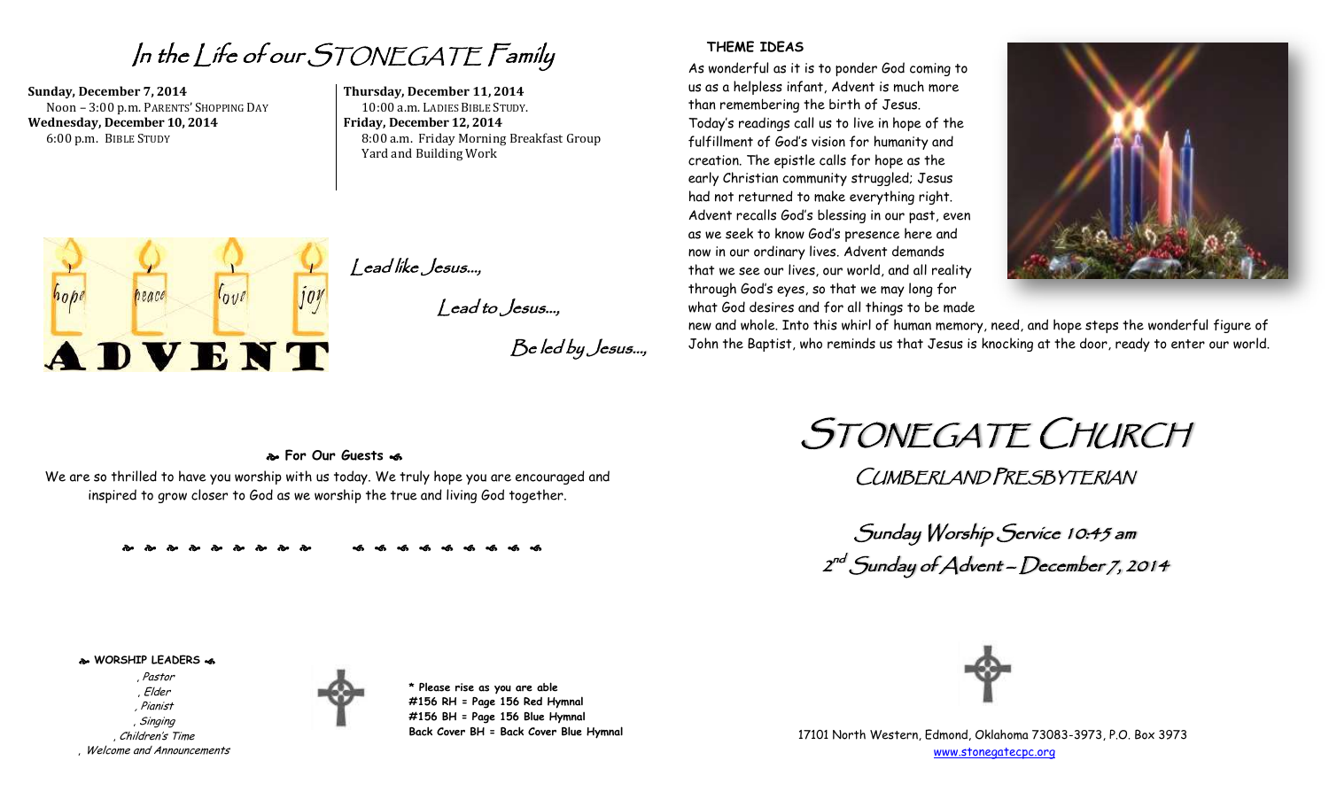# In the Life of our STONEGATE Family

**Sunday, December 7, 2014**
Noon – 3:00 p.m. PARENTS' SHOPPING DAY
**Wednesday, December 10, 2014**
6:00 p.m. BIBLE STUDY

**Thursday, December 11, 2014**
10:00 a.m. LADIES BIBLE STUDY.
**Friday, December 12, 2014**
8:00 a.m. Friday Morning Breakfast Group
Yard and Building Work

Lead like Jesus…,

Lead to Jesus…,

Be led by Jesus…,

### ❧ For Our Guests ☙

We are so thrilled to have you worship with us today. We truly hope you are encouraged and inspired to grow closer to God as we worship the true and living God together.

❧ ❧ ❧ ❧ ❧ ❧ ❧ ❧ ❧ ❧ ☙ ☙ ☙ ☙ ☙ ☙ ☙ ☙ ☙ ☙

### ❧ WORSHIP LEADERS ☙

, Pastor
, Elder
, Pianist
, Singing
, Children's Time
, Welcome and Announcements

**\* Please rise as you are able**
**#156 RH = Page 156 Red Hymnal**
**#156 BH = Page 156 Blue Hymnal**
**Back Cover BH = Back Cover Blue Hymnal**

### THEME IDEAS

As wonderful as it is to ponder God coming to us as a helpless infant, Advent is much more than remembering the birth of Jesus. Today's readings call us to live in hope of the fulfillment of God's vision for humanity and creation. The epistle calls for hope as the early Christian community struggled; Jesus had not returned to make everything right. Advent recalls God's blessing in our past, even as we seek to know God's presence here and now in our ordinary lives. Advent demands that we see our lives, our world, and all reality through God's eyes, so that we may long for what God desires and for all things to be made new and whole. Into this whirl of human memory, need, and hope steps the wonderful figure of John the Baptist, who reminds us that Jesus is knocking at the door, ready to enter our world.

# STONEGATE CHURCH

## CUMBERLAND PRESBYTERIAN

Sunday Worship Service 10:45 am
2nd Sunday of Advent – December 7, 2014

17101 North Western, Edmond, Oklahoma 73083-3973, P.O. Box 3973
www.stonegatecpc.org